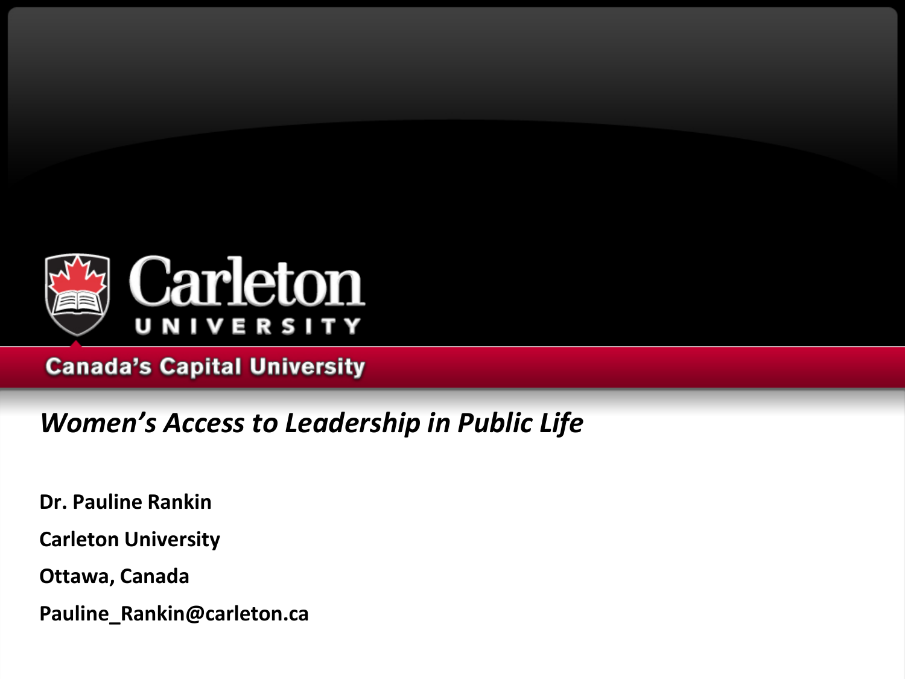Carleton UNIVERSITY

Canada's Capital University

# *Women's Access to Leadership in Public Life*

**Dr. Pauline Rankin**

**Carleton University**

**Ottawa, Canada**

**Pauline_Rankin@carleton.ca**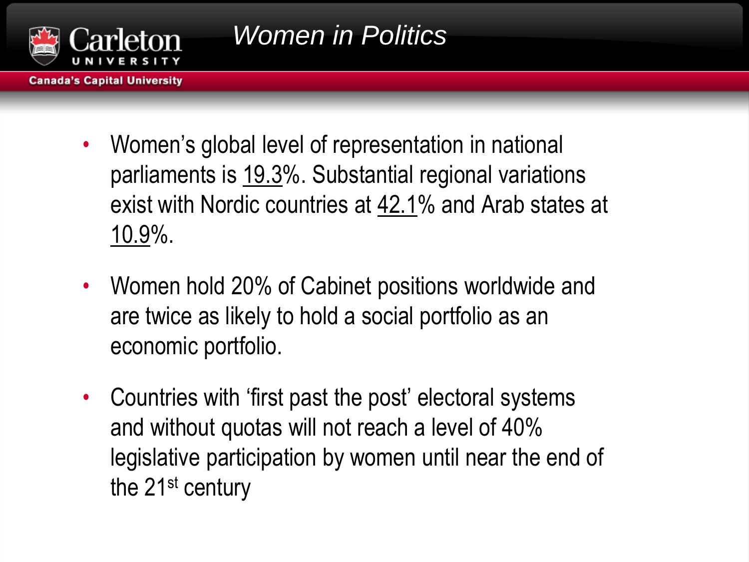# Women in Politics

- Women's global level of representation in national parliaments is 19.3%. Substantial regional variations exist with Nordic countries at 42.1% and Arab states at 10.9%.
- Women hold 20% of Cabinet positions worldwide and are twice as likely to hold a social portfolio as an economic portfolio.
- Countries with 'first past the post' electoral systems and without quotas will not reach a level of 40% legislative participation by women until near the end of the 21st century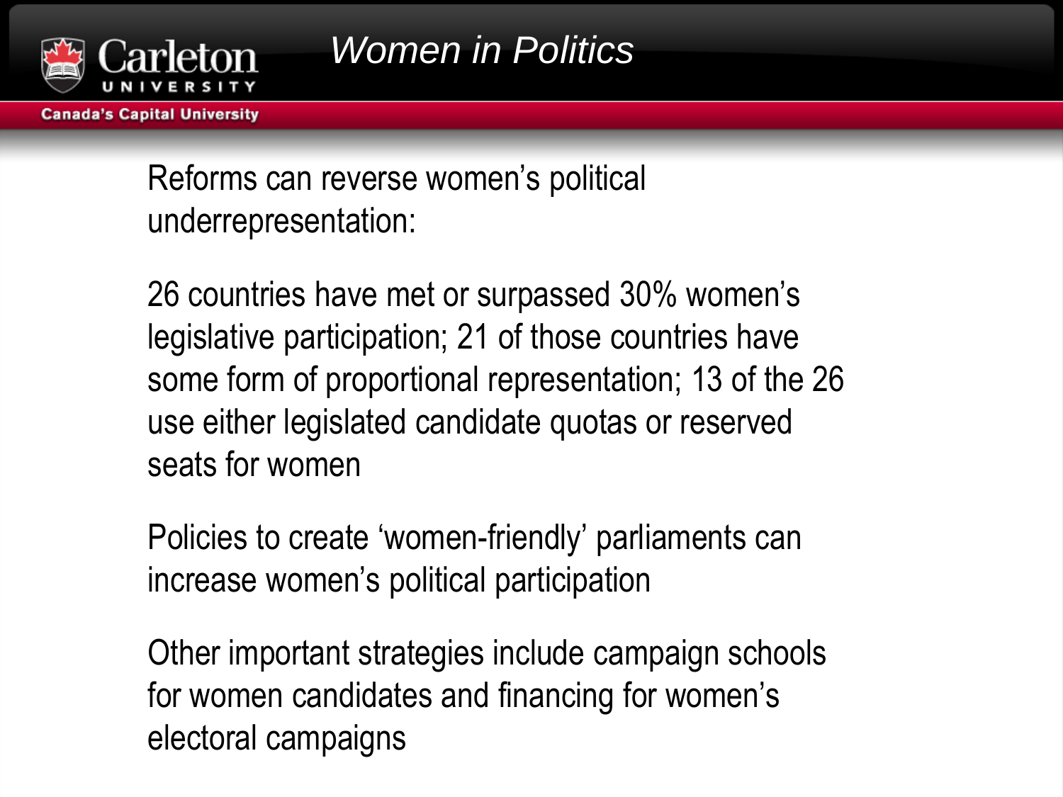# Women in Politics

Reforms can reverse women's political underrepresentation:

26 countries have met or surpassed 30% women's legislative participation; 21 of those countries have some form of proportional representation; 13 of the 26 use either legislated candidate quotas or reserved seats for women

Policies to create 'women-friendly' parliaments can increase women's political participation

Other important strategies include campaign schools for women candidates and financing for women's electoral campaigns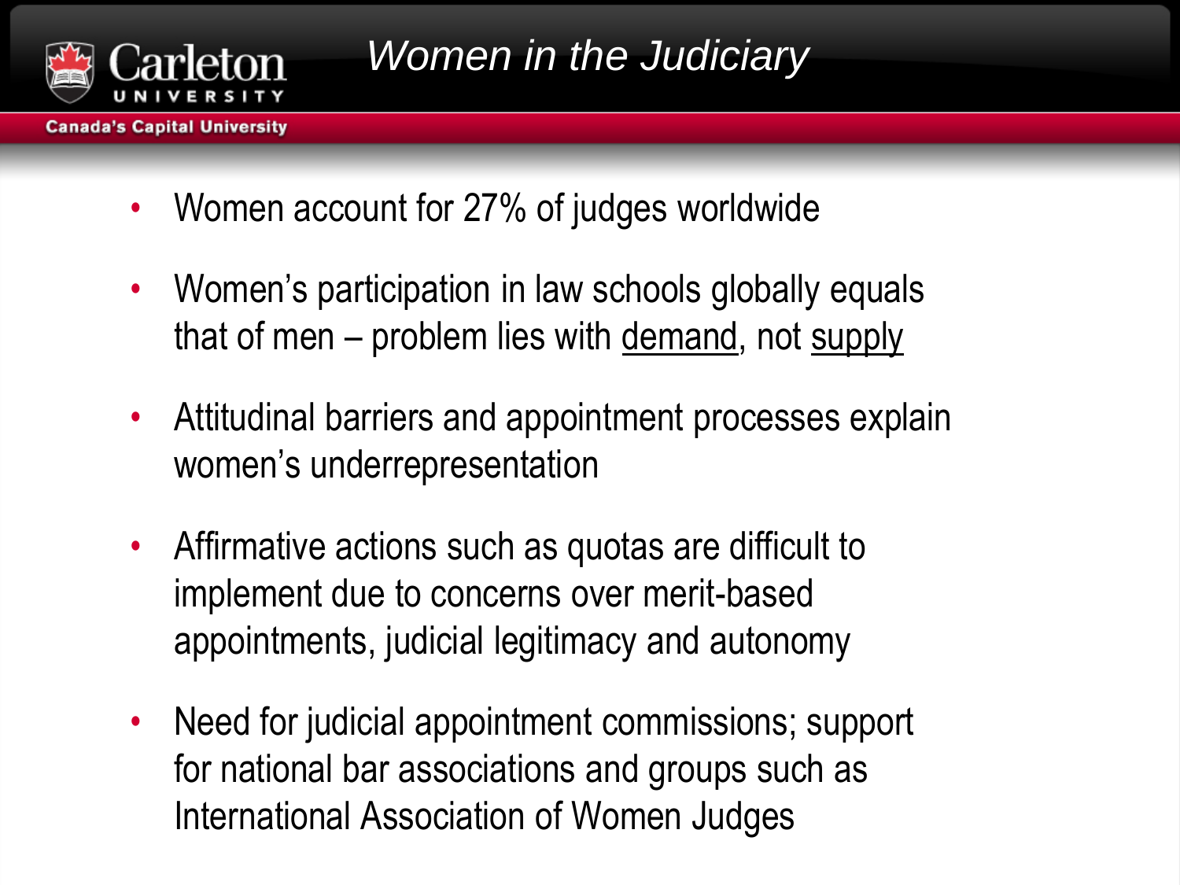# Women in the Judiciary

- Women account for 27% of judges worldwide
- Women's participation in law schools globally equals that of men – problem lies with <u>demand</u>, not <u>supply</u>
- Attitudinal barriers and appointment processes explain women's underrepresentation
- Affirmative actions such as quotas are difficult to implement due to concerns over merit-based appointments, judicial legitimacy and autonomy
- Need for judicial appointment commissions; support for national bar associations and groups such as International Association of Women Judges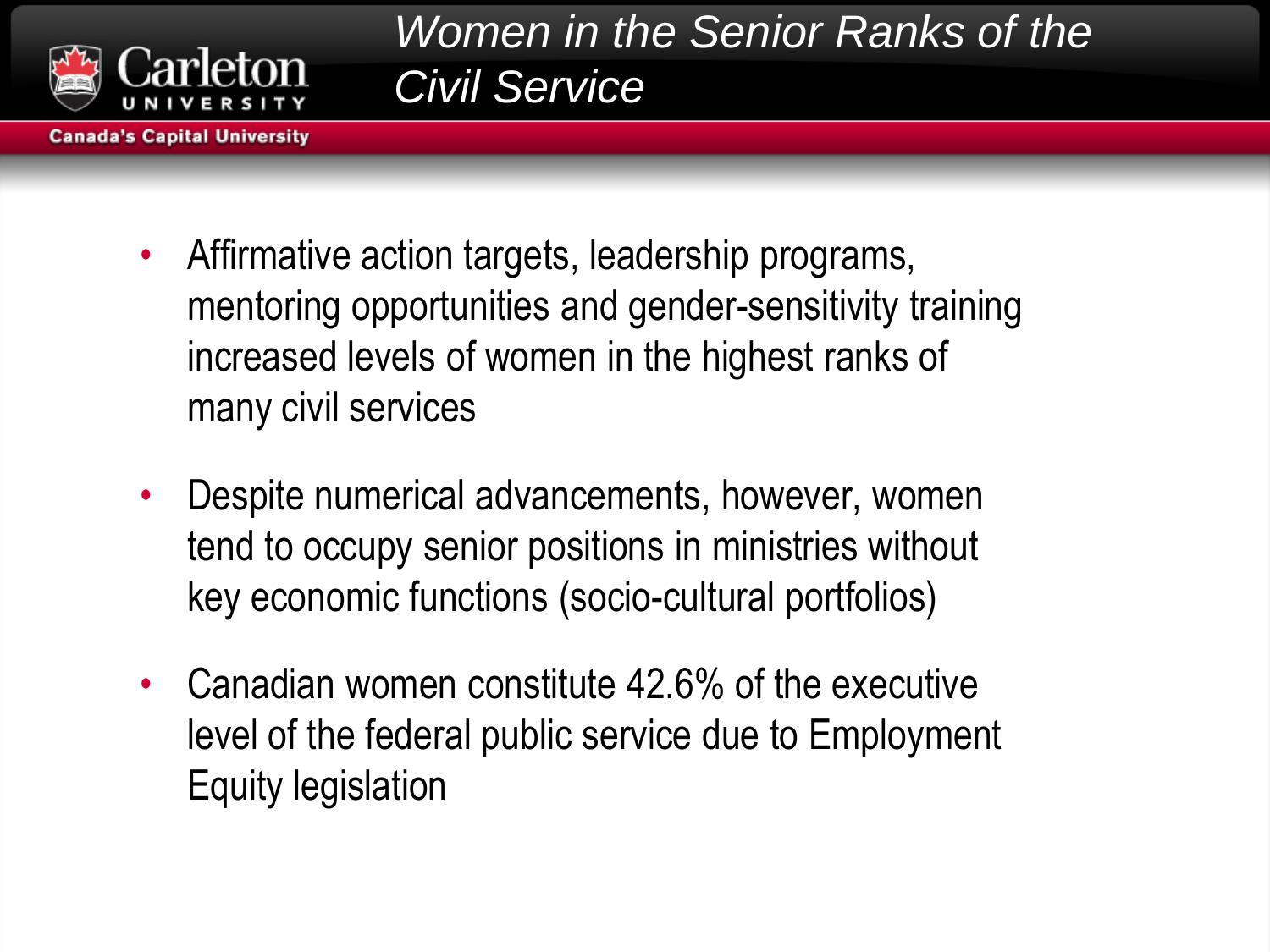# Women in the Senior Ranks of the Civil Service

- Affirmative action targets, leadership programs, mentoring opportunities and gender-sensitivity training increased levels of women in the highest ranks of many civil services
- Despite numerical advancements, however, women tend to occupy senior positions in ministries without key economic functions (socio-cultural portfolios)
- Canadian women constitute 42.6% of the executive level of the federal public service due to Employment Equity legislation